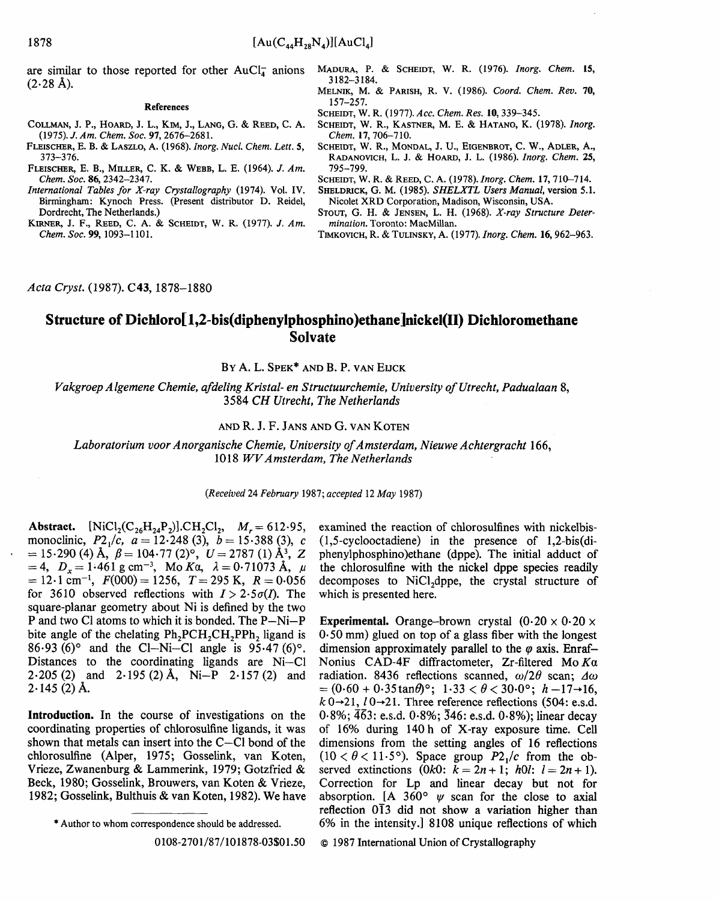are similar to those reported for other $AuCl_4^-$ anions (2·28 Å).

### References

COLLMAN, J. P., HOARD, J. L., KIM, J., LANG, G. & REED, C. A. (1975). *J. Am. Chem. Soc.* **97**, 2676–2681.

FLEISCHER, E. B. & LASZLO, A. (1968). *Inorg. Nucl. Chem. Lett.* **5**, 373–376.

FLEISCHER, E. B., MILLER, C. K. & WEBB, L. E. (1964). *J. Am. Chem. Soc.* **86**, 2342–2347.

*International Tables for X-ray Crystallography* (1974). Vol. IV. Birmingham: Kynoch Press. (Present distributor D. Reidel, Dordrecht, The Netherlands.)

KIRNER, J. F., REED, C. A. & SCHEIDT, W. R. (1977). *J. Am. Chem. Soc.* **99**, 1093–1101.

MADURA, P. & SCHEIDT, W. R. (1976). *Inorg. Chem.* **15**, 3182–3184.

MELNIK, M. & PARISH, R. V. (1986). *Coord. Chem. Rev.* **70**, 157–257.

SCHEIDT, W. R. (1977). *Acc. Chem. Res.* **10**, 339–345.

SCHEIDT, W. R., KASTNER, M. E. & HATANO, K. (1978). *Inorg. Chem.* **17**, 706–710.

SCHEIDT, W. R., MONDAL, J. U., EIGENBROT, C. W., ADLER, A., RADANOVICH, L. J. & HOARD, J. L. (1986). *Inorg. Chem.* **25**, 795–799.

SCHEIDT, W. R. & REED, C. A. (1978). *Inorg. Chem.* **17**, 710–714.

SHELDRICK, G. M. (1985). *SHELXTL Users Manual*, version 5.1. Nicolet XRD Corporation, Madison, Wisconsin, USA.

STOUT, G. H. & JENSEN, L. H. (1968). *X-ray Structure Determination*. Toronto: MacMillan.

TIMKOVICH, R. & TULINSKY, A. (1977). *Inorg. Chem.* **16**, 962–963.

*Acta Cryst.* (1987). C**43**, 1878–1880

# Structure of Dichloro[1,2-bis(diphenylphosphino)ethane]nickel(II) Dichloromethane Solvate

BY A. L. SPEK* AND B. P. VAN EIJCK

*Vakgroep Algemene Chemie, afdeling Kristal- en Structuurchemie, University of Utrecht, Padualaan 8, 3584 CH Utrecht, The Netherlands*

AND R. J. F. JANS AND G. VAN KOTEN

*Laboratorium voor Anorganische Chemie, University of Amsterdam, Nieuwe Achtergracht 166, 1018 WV Amsterdam, The Netherlands*

*(Received 24 February 1987; accepted 12 May 1987)*

**Abstract.** $[NiCl_2(C_{26}H_{24}P_2)].CH_2Cl_2$, $M_r = 612·95$, monoclinic, $P2_1/c$, $a = 12·248$ (3), $b = 15·388$ (3), $c = 15·290$ (4) Å, $\beta = 104·77$ (2)°, $U = 2787$ (1) Å$^3$, $Z = 4$, $D_x = 1·461$ g cm$^{-3}$, Mo $K\alpha$, $\lambda = 0·71073$ Å, $\mu = 12·1$ cm$^{-1}$, $F(000) = 1256$, $T = 295$ K, $R = 0·056$ for 3610 observed reflections with $I > 2·5\sigma(I)$. The square-planar geometry about Ni is defined by the two P and two Cl atoms to which it is bonded. The P—Ni—P bite angle of the chelating $Ph_2PCH_2CH_2PPh_2$ ligand is 86·93 (6)° and the Cl—Ni—Cl angle is 95·47 (6)°. Distances to the coordinating ligands are Ni—Cl 2·205 (2) and 2·195 (2) Å, Ni—P 2·157 (2) and 2·145 (2) Å.

**Introduction.** In the course of investigations on the coordinating properties of chlorosulfine ligands, it was shown that metals can insert into the C—Cl bond of the chlorosulfine (Alper, 1975; Gosselink, van Koten, Vrieze, Zwanenburg & Lammerink, 1979; Gotzfried & Beck, 1980; Gosselink, Brouwers, van Koten & Vrieze, 1982; Gosselink, Bulthuis & van Koten, 1982). We have examined the reaction of chlorosulfines with nickelbis(1,5-cyclooctadiene) in the presence of 1,2-bis(diphenylphosphino)ethane (dppe). The initial adduct of the chlorosulfine with the nickel dppe species readily decomposes to $NiCl_2$dppe, the crystal structure of which is presented here.

**Experimental.** Orange–brown crystal (0·20 × 0·20 × 0·50 mm) glued on top of a glass fiber with the longest dimension approximately parallel to the $\varphi$ axis. Enraf–Nonius CAD-4F diffractometer, Zr-filtered Mo $K\alpha$ radiation. 8436 reflections scanned, $\omega/2\theta$ scan; $\Delta\omega = (0·60 + 0·35\tan\theta)$°; $1·33 < \theta < 30·0$°; $h$ −17→16, $k$ 0→21, $l$ 0→21. Three reference reflections (504: e.s.d. 0·8%; $4\bar{6}3$: e.s.d. 0·8%; $\bar{3}46$: e.s.d. 0·8%); linear decay of 16% during 140 h of X-ray exposure time. Cell dimensions from the setting angles of 16 reflections ($10 < \theta < 11·5$°). Space group $P2_1/c$ from the observed extinctions ($0k0$: $k = 2n+1$; $h0l$: $l = 2n+1$). Correction for Lp and linear decay but not for absorption. [A 360° $\psi$ scan for the close to axial reflection $0\bar{1}3$ did not show a variation higher than 6% in the intensity.] 8108 unique reflections of which

\* Author to whom correspondence should be addressed.

0108-2701/87/101878-03$01.50 © 1987 International Union of Crystallography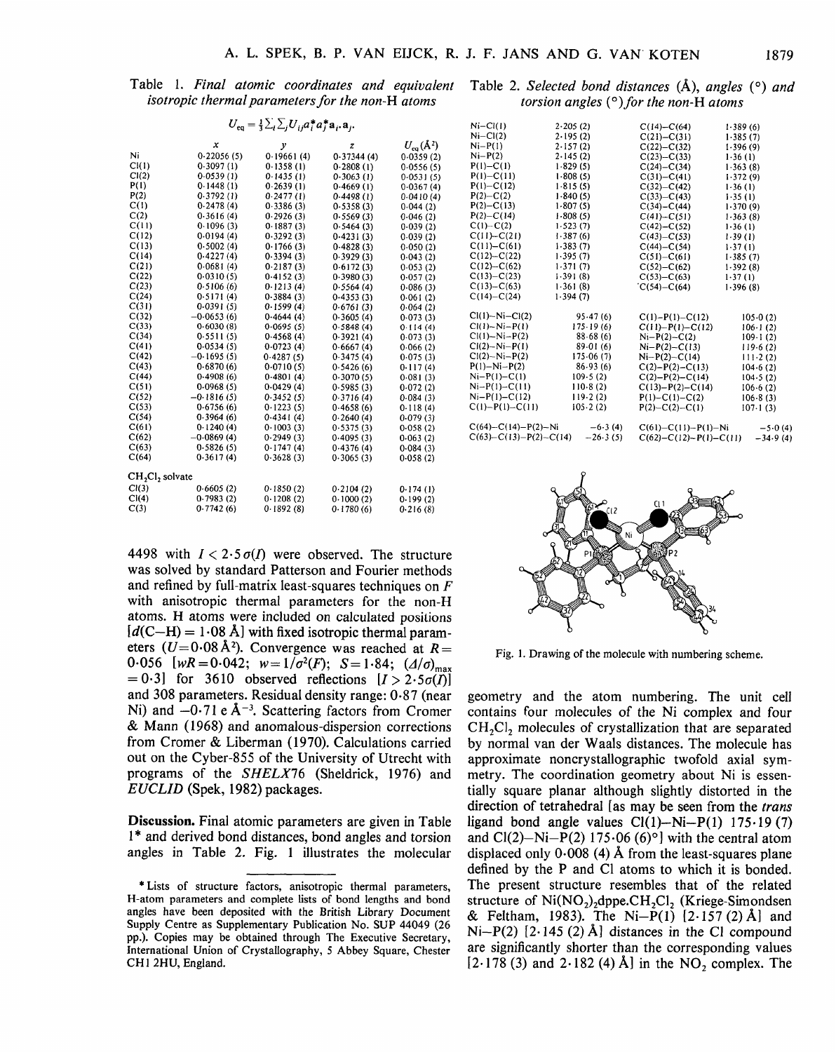Table 1. *Final atomic coordinates and equivalent isotropic thermal parameters for the non-H atoms*

$$U_{eq} = \frac{1}{3}\sum_i\sum_j U_{ij}a_i^*a_j^*\mathbf{a}_i.\mathbf{a}_j.$$

| | *x* | *y* | *z* | $U_{eq}$ (Å$^2$) |
|---|---|---|---|---|
| Ni | 0·22056 (5) | 0·19661 (4) | 0·37344 (4) | 0·0359 (2) |
| Cl(1) | 0·3097 (1) | 0·1358 (1) | 0·2808 (1) | 0·0556 (5) |
| Cl(2) | 0·0539 (1) | 0·1435 (1) | 0·3063 (1) | 0·0531 (5) |
| P(1) | 0·1448 (1) | 0·2639 (1) | 0·4669 (1) | 0·0367 (4) |
| P(2) | 0·3792 (1) | 0·2477 (1) | 0·4498 (1) | 0·0410 (4) |
| C(1) | 0·2478 (4) | 0·3386 (3) | 0·5358 (3) | 0·044 (2) |
| C(2) | 0·3616 (4) | 0·2926 (3) | 0·5569 (3) | 0·046 (2) |
| C(11) | 0·1096 (3) | 0·1887 (3) | 0·5464 (3) | 0·039 (2) |
| C(12) | 0·0194 (4) | 0·3292 (3) | 0·4231 (3) | 0·039 (2) |
| C(13) | 0·5002 (4) | 0·1766 (3) | 0·4828 (3) | 0·050 (2) |
| C(14) | 0·4227 (4) | 0·3394 (3) | 0·3929 (3) | 0·043 (2) |
| C(21) | 0·0681 (4) | 0·2187 (3) | 0·6172 (3) | 0·053 (2) |
| C(22) | −0·0310 (5) | 0·4152 (3) | 0·3980 (3) | 0·057 (2) |
| C(23) | 0·5106 (6) | 0·1213 (4) | 0·5564 (4) | 0·086 (3) |
| C(24) | 0·5171 (4) | 0·3884 (3) | 0·4353 (3) | 0·061 (2) |
| C(31) | 0·0391 (5) | 0·1599 (4) | 0·6761 (3) | 0·064 (2) |
| C(32) | −0·0653 (6) | 0·4644 (4) | 0·3605 (4) | 0·073 (3) |
| C(33) | 0·6030 (8) | 0·0695 (5) | 0·5848 (4) | 0·114 (4) |
| C(34) | 0·5511 (5) | 0·4568 (4) | 0·3921 (4) | 0·073 (3) |
| C(41) | 0·0534 (5) | 0·0723 (4) | 0·6667 (4) | 0·066 (2) |
| C(42) | −0·1695 (5) | 0·4287 (5) | 0·3475 (4) | 0·075 (3) |
| C(43) | 0·6870 (6) | 0·0710 (5) | 0·5426 (6) | 0·117 (4) |
| C(44) | 0·4908 (6) | 0·4801 (4) | 0·3070 (5) | 0·081 (3) |
| C(51) | 0·0968 (5) | 0·0429 (4) | 0·5985 (3) | 0·072 (2) |
| C(52) | −0·1816 (5) | 0·3452 (5) | 0·3716 (4) | 0·084 (3) |
| C(53) | 0·6756 (6) | 0·1223 (5) | 0·4658 (6) | 0·118 (4) |
| C(54) | 0·3964 (6) | 0·4341 (4) | 0·2640 (4) | 0·079 (3) |
| C(61) | 0·1240 (4) | 0·1003 (3) | 0·5375 (3) | 0·058 (2) |
| C(62) | −0·0869 (4) | 0·2949 (3) | 0·4095 (3) | 0·063 (2) |
| C(63) | 0·5826 (5) | 0·1747 (4) | 0·4376 (4) | 0·084 (3) |
| C(64) | 0·3617 (4) | 0·3628 (3) | 0·3065 (3) | 0·058 (2) |
| $CH_2Cl_2$ solvate | | | | |
| Cl(3) | 0·6605 (2) | 0·1850 (2) | 0·2104 (2) | 0·174 (1) |
| Cl(4) | 0·7983 (2) | 0·1208 (2) | 0·1000 (2) | 0·199 (2) |
| C(3) | 0·7742 (6) | 0·1892 (8) | 0·1780 (6) | 0·216 (8) |

4498 with $I < 2{\cdot}5\sigma(I)$ were observed. The structure was solved by standard Patterson and Fourier methods and refined by full-matrix least-squares techniques on $F$ with anisotropic thermal parameters for the non-H atoms. H atoms were included on calculated positions [$d$(C—H) = 1·08 Å] with fixed isotropic thermal parameters ($U$=0·08 Å$^2$). Convergence was reached at $R$= 0·056 [$wR$=0·042; $w=1/\sigma^2(F)$; $S$=1·84; $(\Delta/\sigma)_{max}$ = 0·3] for 3610 observed reflections [$I > 2{\cdot}5\sigma(I)$] and 308 parameters. Residual density range: 0·87 (near Ni) and −0·71 e Å$^{-3}$. Scattering factors from Cromer & Mann (1968) and anomalous-dispersion corrections from Cromer & Liberman (1970). Calculations carried out on the Cyber-855 of the University of Utrecht with programs of the *SHELX*76 (Sheldrick, 1976) and *EUCLID* (Spek, 1982) packages.

**Discussion.** Final atomic parameters are given in Table 1* and derived bond distances, bond angles and torsion angles in Table 2. Fig. 1 illustrates the molecular geometry and the atom numbering. The unit cell contains four molecules of the Ni complex and four $CH_2Cl_2$ molecules of crystallization that are separated by normal van der Waals distances. The molecule has approximate noncrystallographic twofold axial symmetry. The coordination geometry about Ni is essentially square planar although slightly distorted in the direction of tetrahedral [as may be seen from the *trans* ligand bond angle values Cl(1)—Ni—P(1) 175·19 (7) and Cl(2)—Ni—P(2) 175·06 (6)°] with the central atom displaced only 0·008 (4) Å from the least-squares plane defined by the P and Cl atoms to which it is bonded. The present structure resembles that of the related structure of $Ni(NO_2)_2$dppe.$CH_2Cl_2$ (Kriege-Simondsen & Feltham, 1983). The Ni—P(1) [2·157 (2) Å] and Ni—P(2) [2·145 (2) Å] distances in the Cl compound are significantly shorter than the corresponding values [2·178 (3) and 2·182 (4) Å] in the $NO_2$ complex. The

\* Lists of structure factors, anisotropic thermal parameters, H-atom parameters and complete lists of bond lengths and bond angles have been deposited with the British Library Document Supply Centre as Supplementary Publication No. SUP 44049 (26 pp.). Copies may be obtained through The Executive Secretary, International Union of Crystallography, 5 Abbey Square, Chester CH1 2HU, England.

Table 2. *Selected bond distances (Å), angles (°) and torsion angles (°) for the non-H atoms*

| | | | |
|---|---|---|---|
| Ni—Cl(1) | 2·205 (2) | C(14)—C(64) | 1·389 (6) |
| Ni—Cl(2) | 2·195 (2) | C(21)—C(31) | 1·385 (7) |
| Ni—P(1) | 2·157 (2) | C(22)—C(32) | 1·396 (9) |
| Ni—P(2) | 2·145 (2) | C(23)—C(33) | 1·36 (1) |
| P(1)—C(1) | 1·829 (5) | C(24)—C(34) | 1·363 (8) |
| P(1)—C(11) | 1·808 (5) | C(31)—C(41) | 1·372 (9) |
| P(1)—C(12) | 1·815 (5) | C(32)—C(42) | 1·36 (1) |
| P(2)—C(2) | 1·840 (5) | C(33)—C(43) | 1·35 (1) |
| P(2)—C(13) | 1·807 (5) | C(34)—C(44) | 1·370 (9) |
| P(2)—C(14) | 1·808 (5) | C(41)—C(51) | 1·363 (8) |
| C(1)—C(2) | 1·523 (7) | C(42)—C(52) | 1·36 (1) |
| C(11)—C(21) | 1·387 (6) | C(43)—C(53) | 1·39 (1) |
| C(11)—C(61) | 1·383 (7) | C(44)—C(54) | 1·37 (1) |
| C(12)—C(22) | 1·395 (7) | C(51)—C(61) | 1·385 (7) |
| C(12)—C(62) | 1·371 (7) | C(52)—C(62) | 1·392 (8) |
| C(13)—C(23) | 1·391 (8) | C(53)—C(63) | 1·37 (1) |
| C(13)—C(63) | 1·361 (8) | C(54)—C(64) | 1·396 (8) |
| C(14)—C(24) | 1·394 (7) | | |
| Cl(1)—Ni—Cl(2) | 95·47 (6) | C(1)—P(1)—C(12) | 105·0 (2) |
| Cl(1)—Ni—P(1) | 175·19 (6) | C(11)—P(1)—C(12) | 106·1 (2) |
| Cl(1)—Ni—P(2) | 88·68 (6) | Ni—P(2)—C(2) | 109·1 (2) |
| Cl(2)—Ni—P(1) | 89·01 (6) | Ni—P(2)—C(13) | 119·6 (2) |
| Cl(2)—Ni—P(2) | 175·06 (7) | Ni—P(2)—C(14) | 111·2 (2) |
| P(1)—Ni—P(2) | 86·93 (6) | C(2)—P(2)—C(13) | 104·6 (2) |
| Ni—P(1)—C(1) | 109·5 (2) | C(2)—P(2)—C(14) | 104·5 (2) |
| Ni—P(1)—C(11) | 110·8 (2) | C(13)—P(2)—C(14) | 106·6 (2) |
| Ni—P(1)—C(12) | 119·2 (2) | P(1)—C(1)—C(2) | 106·8 (3) |
| C(1)—P(1)—C(11) | 105·2 (2) | P(2)—C(2)—C(1) | 107·1 (3) |
| C(64)—C(14)—P(2)—Ni | −6·3 (4) | C(61)—C(11)—P(1)—Ni | −5·0 (4) |
| C(63)—C(13)—P(2)—C(14) | −26·3 (5) | C(62)—C(12)—P(1)—C(11) | −34·9 (4) |

Fig. 1. Drawing of the molecule with numbering scheme.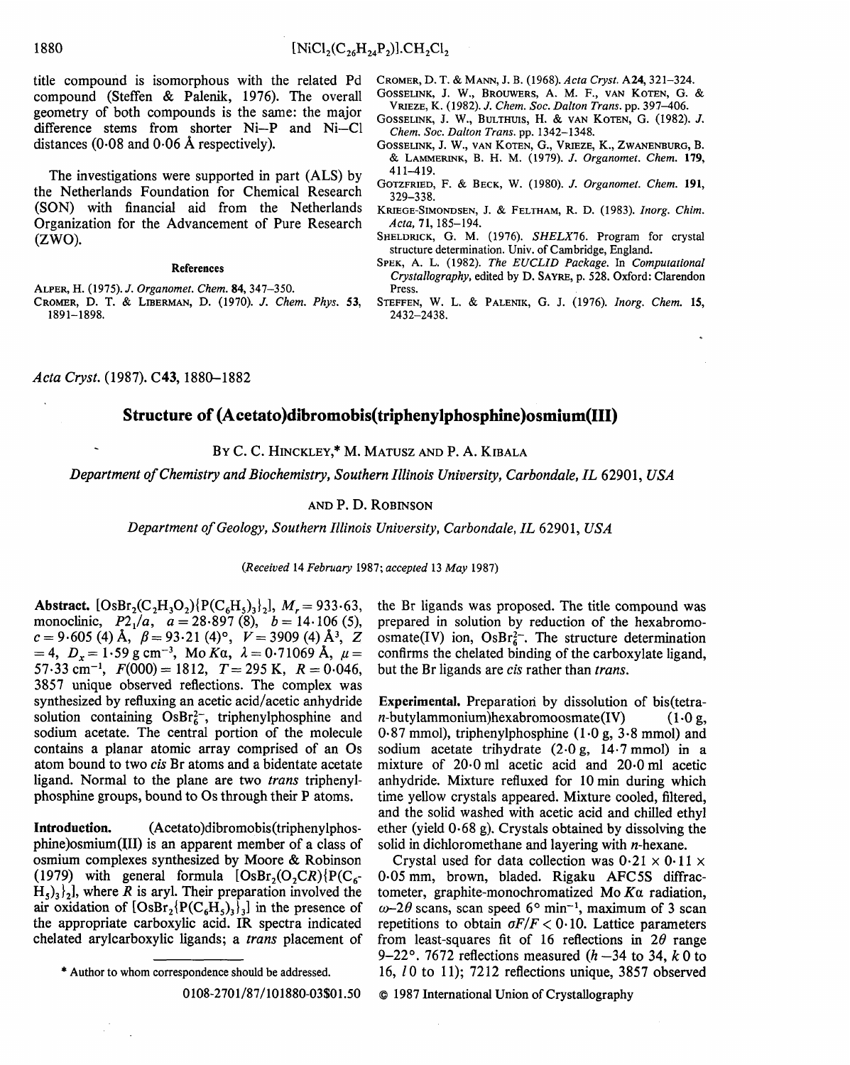title compound is isomorphous with the related Pd compound (Steffen & Palenik, 1976). The overall geometry of both compounds is the same: the major difference stems from shorter Ni—P and Ni—Cl distances (0·08 and 0·06 Å respectively).

The investigations were supported in part (ALS) by the Netherlands Foundation for Chemical Research (SON) with financial aid from the Netherlands Organization for the Advancement of Pure Research (ZWO).

### References

ALPER, H. (1975). *J. Organomet. Chem.* **84**, 347–350.
CROMER, D. T. & LIBERMAN, D. (1970). *J. Chem. Phys.* **53**, 1891–1898.
CROMER, D. T. & MANN, J. B. (1968). *Acta Cryst.* A**24**, 321–324.
GOSSELINK, J. W., BROUWERS, A. M. F., VAN KOTEN, G. & VRIEZE, K. (1982). *J. Chem. Soc. Dalton Trans.* pp. 397–406.
GOSSELINK, J. W., BULTHUIS, H. & VAN KOTEN, G. (1982). *J. Chem. Soc. Dalton Trans.* pp. 1342–1348.
GOSSELINK, J. W., VAN KOTEN, G., VRIEZE, K., ZWANENBURG, B. & LAMMERINK, B. H. M. (1979). *J. Organomet. Chem.* **179**, 411–419.
GOTZFRIED, F. & BECK, W. (1980). *J. Organomet. Chem.* **191**, 329–338.
KRIEGE-SIMONDSEN, J. & FELTHAM, R. D. (1983). *Inorg. Chim. Acta*, **71**, 185–194.
SHELDRICK, G. M. (1976). *SHELX76*. Program for crystal structure determination. Univ. of Cambridge, England.
SPEK, A. L. (1982). *The EUCLID Package*. In *Computational Crystallography*, edited by D. SAYRE, p. 528. Oxford: Clarendon Press.
STEFFEN, W. L. & PALENIK, G. J. (1976). *Inorg. Chem.* **15**, 2432–2438.

*Acta Cryst.* (1987). C**43**, 1880–1882

# Structure of (Acetato)dibromobis(triphenylphosphine)osmium(III)

By C. C. Hinckley,* M. Matusz and P. A. Kibala

*Department of Chemistry and Biochemistry, Southern Illinois University, Carbondale, IL 62901, USA*

and P. D. Robinson

*Department of Geology, Southern Illinois University, Carbondale, IL 62901, USA*

*(Received 14 February 1987; accepted 13 May 1987)*

**Abstract.** $[OsBr_2(C_2H_3O_2)\{P(C_6H_5)_3\}_2]$, $M_r = 933·63$, monoclinic, $P2_1/a$, $a = 28·897$ (8), $b = 14·106$ (5), $c = 9·605$ (4) Å, $\beta = 93·21$ (4)°, $V = 3909$ (4) Å$^3$, $Z = 4$, $D_x = 1·59$ g cm$^{-3}$, Mo $K\alpha$, $\lambda = 0·71069$ Å, $\mu = 57·33$ cm$^{-1}$, $F(000) = 1812$, $T = 295$ K, $R = 0·046$, 3857 unique observed reflections. The complex was synthesized by refluxing an acetic acid/acetic anhydride solution containing $OsBr_6^{2-}$, triphenylphosphine and sodium acetate. The central portion of the molecule contains a planar atomic array comprised of an Os atom bound to two *cis* Br atoms and a bidentate acetate ligand. Normal to the plane are two *trans* triphenylphosphine groups, bound to Os through their P atoms.

**Introduction.** (Acetato)dibromobis(triphenylphosphine)osmium(III) is an apparent member of a class of osmium complexes synthesized by Moore & Robinson (1979) with general formula $[OsBr_2(O_2CR)\{P(C_6H_5)_3\}_2]$, where $R$ is aryl. Their preparation involved the air oxidation of $[OsBr_2\{P(C_6H_5)_3\}_3]$ in the presence of the appropriate carboxylic acid. IR spectra indicated chelated arylcarboxylic ligands; a *trans* placement of the Br ligands was proposed. The title compound was prepared in solution by reduction of the hexabromoosmate(IV) ion, $OsBr_6^{2-}$. The structure determination confirms the chelated binding of the carboxylate ligand, but the Br ligands are *cis* rather than *trans*.

**Experimental.** Preparation by dissolution of bis(tetra-*n*-butylammonium)hexabromoosmate(IV) (1·0 g, 0·87 mmol), triphenylphosphine (1·0 g, 3·8 mmol) and sodium acetate trihydrate (2·0 g, 14·7 mmol) in a mixture of 20·0 ml acetic acid and 20·0 ml acetic anhydride. Mixture refluxed for 10 min during which time yellow crystals appeared. Mixture cooled, filtered, and the solid washed with acetic acid and chilled ethyl ether (yield 0·68 g). Crystals obtained by dissolving the solid in dichloromethane and layering with *n*-hexane.

Crystal used for data collection was 0·21 × 0·11 × 0·05 mm, brown, bladed. Rigaku AFC5S diffractometer, graphite-monochromatized Mo $K\alpha$ radiation, $\omega$–$2\theta$ scans, scan speed 6° min$^{-1}$, maximum of 3 scan repetitions to obtain $\sigma F/F < 0·10$. Lattice parameters from least-squares fit of 16 reflections in $2\theta$ range 9–22°. 7672 reflections measured ($h$ −34 to 34, $k$ 0 to 16, $l$ 0 to 11); 7212 reflections unique, 3857 observed

\* Author to whom correspondence should be addressed.